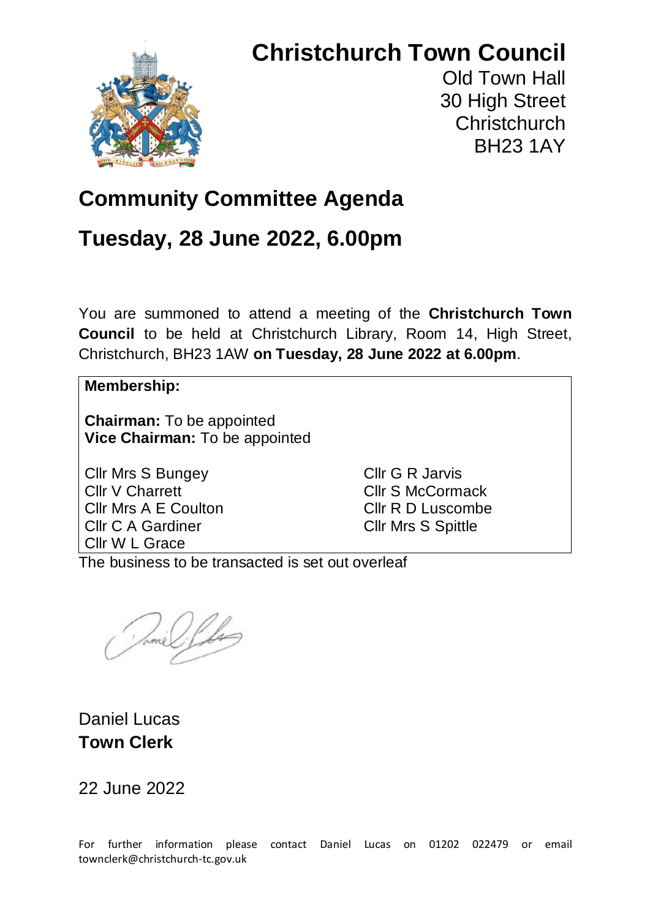# Christchurch Town Council

Old Town Hall
30 High Street
Christchurch
BH23 1AY

## Community Committee Agenda

## Tuesday, 28 June 2022, 6.00pm

You are summoned to attend a meeting of the **Christchurch Town Council** to be held at Christchurch Library, Room 14, High Street, Christchurch, BH23 1AW **on Tuesday, 28 June 2022 at 6.00pm**.

**Membership:**

**Chairman:** To be appointed
**Vice Chairman:** To be appointed

Cllr Mrs S Bungey
Cllr V Charrett
Cllr Mrs A E Coulton
Cllr C A Gardiner
Cllr W L Grace
Cllr G R Jarvis
Cllr S McCormack
Cllr R D Luscombe
Cllr Mrs S Spittle

The business to be transacted is set out overleaf

Daniel Lucas
**Town Clerk**

22 June 2022

For further information please contact Daniel Lucas on 01202 022479 or email townclerk@christchurch-tc.gov.uk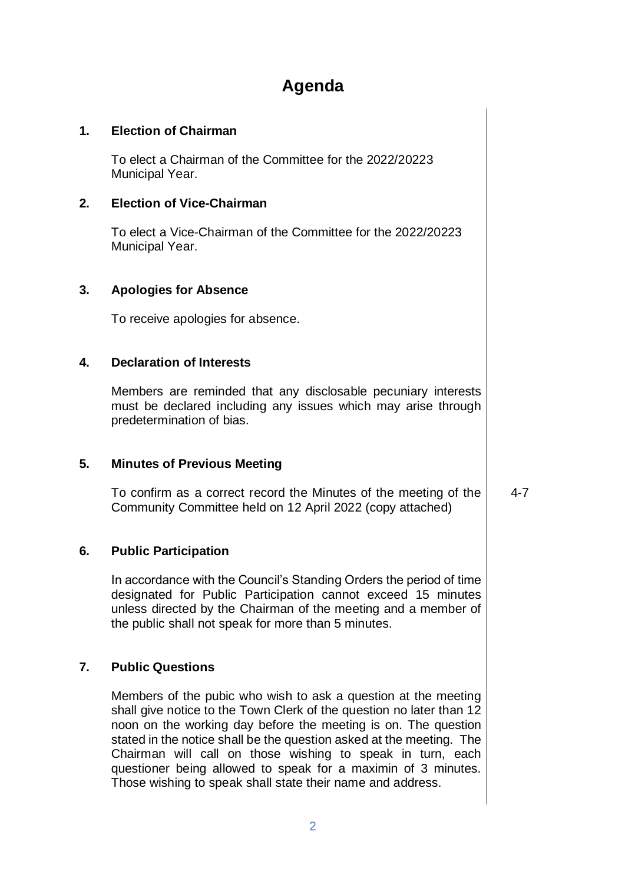# Agenda

## 1. Election of Chairman

To elect a Chairman of the Committee for the 2022/20223 Municipal Year.

## 2. Election of Vice-Chairman

To elect a Vice-Chairman of the Committee for the 2022/20223 Municipal Year.

## 3. Apologies for Absence

To receive apologies for absence.

## 4. Declaration of Interests

Members are reminded that any disclosable pecuniary interests must be declared including any issues which may arise through predetermination of bias.

## 5. Minutes of Previous Meeting

To confirm as a correct record the Minutes of the meeting of the Community Committee held on 12 April 2022 (copy attached) — 4-7

## 6. Public Participation

In accordance with the Council's Standing Orders the period of time designated for Public Participation cannot exceed 15 minutes unless directed by the Chairman of the meeting and a member of the public shall not speak for more than 5 minutes.

## 7. Public Questions

Members of the pubic who wish to ask a question at the meeting shall give notice to the Town Clerk of the question no later than 12 noon on the working day before the meeting is on. The question stated in the notice shall be the question asked at the meeting. The Chairman will call on those wishing to speak in turn, each questioner being allowed to speak for a maximin of 3 minutes. Those wishing to speak shall state their name and address.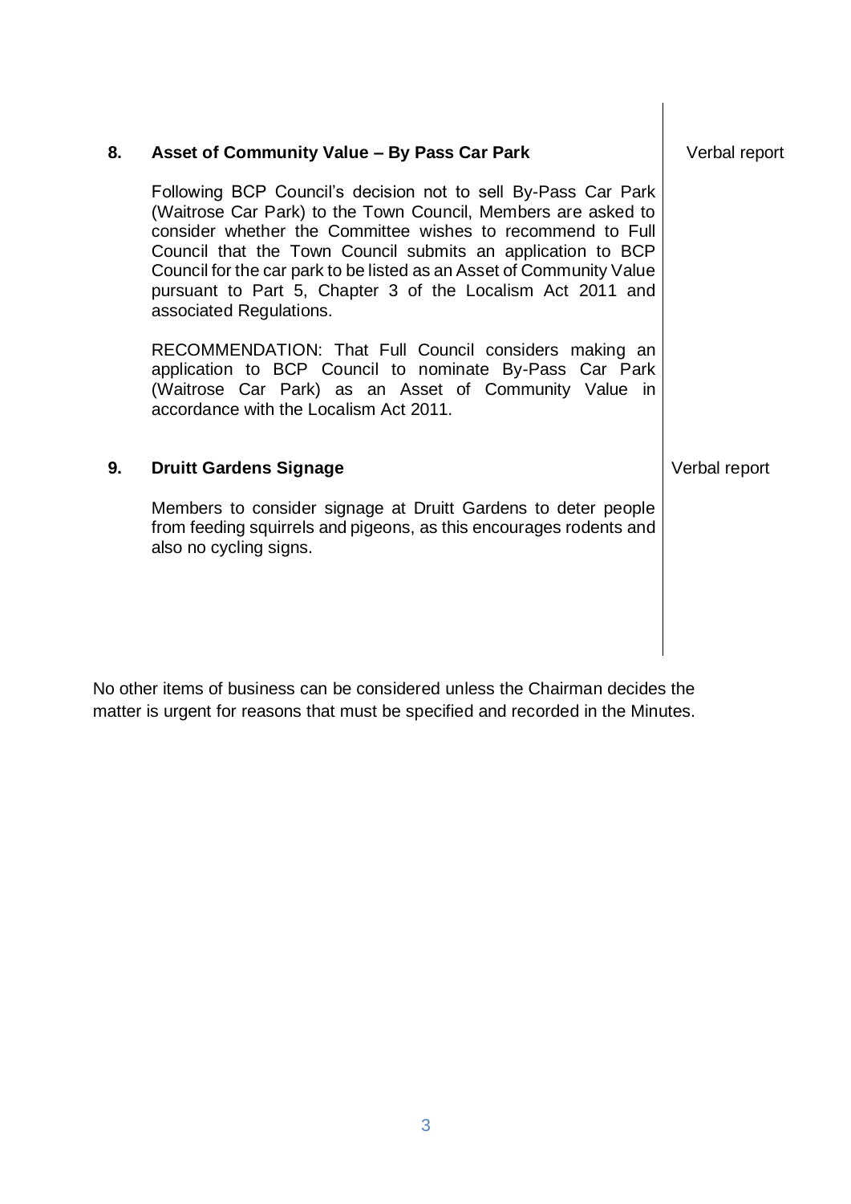## 8. Asset of Community Value – By Pass Car Park

Verbal report

Following BCP Council's decision not to sell By-Pass Car Park (Waitrose Car Park) to the Town Council, Members are asked to consider whether the Committee wishes to recommend to Full Council that the Town Council submits an application to BCP Council for the car park to be listed as an Asset of Community Value pursuant to Part 5, Chapter 3 of the Localism Act 2011 and associated Regulations.

RECOMMENDATION: That Full Council considers making an application to BCP Council to nominate By-Pass Car Park (Waitrose Car Park) as an Asset of Community Value in accordance with the Localism Act 2011.

## 9. Druitt Gardens Signage

Verbal report

Members to consider signage at Druitt Gardens to deter people from feeding squirrels and pigeons, as this encourages rodents and also no cycling signs.

No other items of business can be considered unless the Chairman decides the matter is urgent for reasons that must be specified and recorded in the Minutes.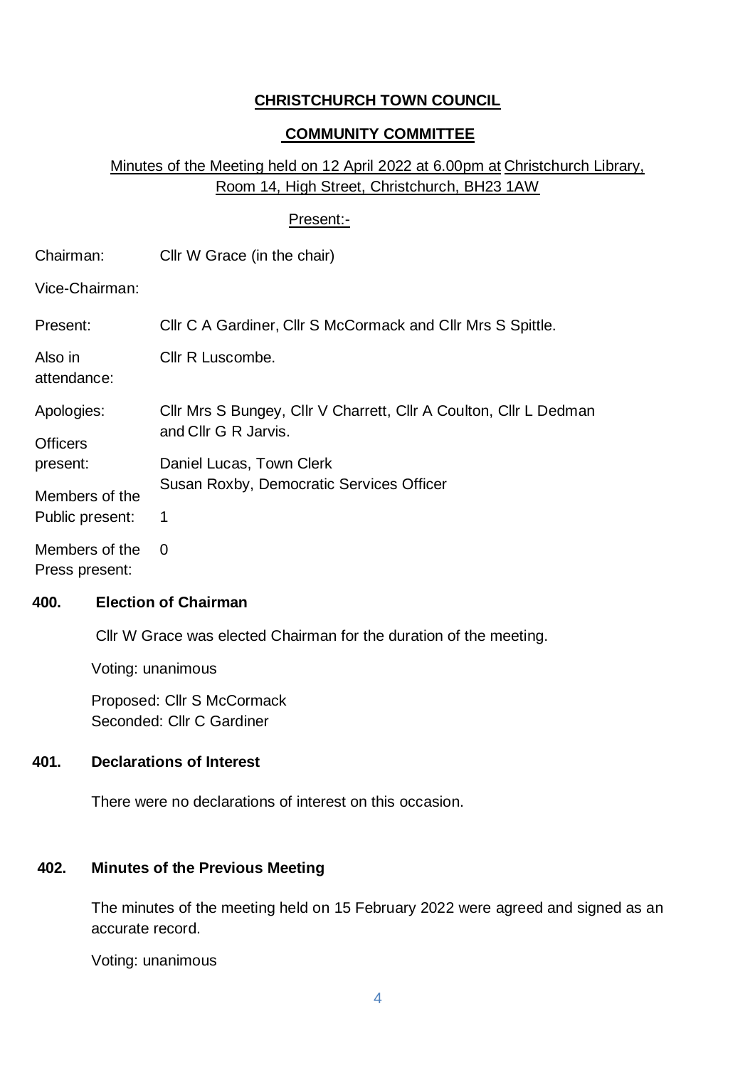**CHRISTCHURCH TOWN COUNCIL**

**COMMUNITY COMMITTEE**

Minutes of the Meeting held on 12 April 2022 at 6.00pm at Christchurch Library, Room 14, High Street, Christchurch, BH23 1AW

Present:-

| | |
|---|---|
| Chairman: | Cllr W Grace (in the chair) |
| Vice-Chairman: | |
| Present: | Cllr C A Gardiner, Cllr S McCormack and Cllr Mrs S Spittle. |
| Also in attendance: | Cllr R Luscombe. |
| Apologies: | Cllr Mrs S Bungey, Cllr V Charrett, Cllr A Coulton, Cllr L Dedman and Cllr G R Jarvis. |
| Officers present: | Daniel Lucas, Town Clerk<br>Susan Roxby, Democratic Services Officer |
| Members of the Public present: | 1 |
| Members of the Press present: | 0 |

**400. Election of Chairman**

Cllr W Grace was elected Chairman for the duration of the meeting.

Voting: unanimous

Proposed: Cllr S McCormack
Seconded: Cllr C Gardiner

**401. Declarations of Interest**

There were no declarations of interest on this occasion.

**402. Minutes of the Previous Meeting**

The minutes of the meeting held on 15 February 2022 were agreed and signed as an accurate record.

Voting: unanimous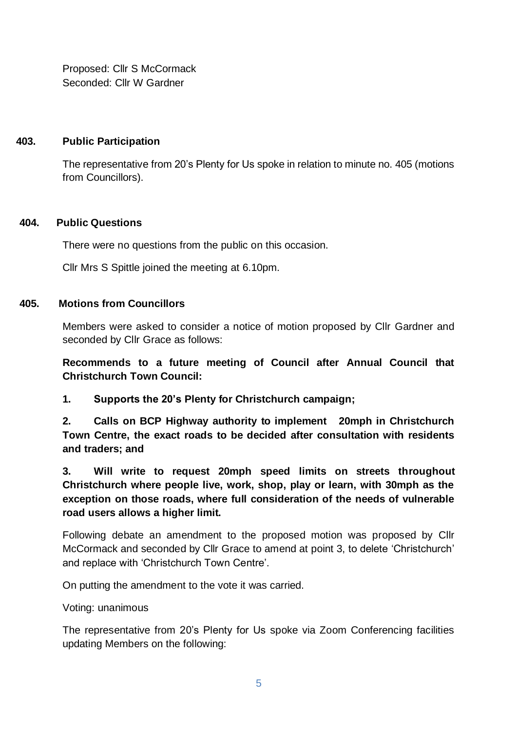Proposed: Cllr S McCormack
Seconded: Cllr W Gardner

**403. Public Participation**

The representative from 20's Plenty for Us spoke in relation to minute no. 405 (motions from Councillors).

**404. Public Questions**

There were no questions from the public on this occasion.

Cllr Mrs S Spittle joined the meeting at 6.10pm.

**405. Motions from Councillors**

Members were asked to consider a notice of motion proposed by Cllr Gardner and seconded by Cllr Grace as follows:

**Recommends to a future meeting of Council after Annual Council that Christchurch Town Council:**

**1. Supports the 20's Plenty for Christchurch campaign;**

**2. Calls on BCP Highway authority to implement 20mph in Christchurch Town Centre, the exact roads to be decided after consultation with residents and traders; and**

**3. Will write to request 20mph speed limits on streets throughout Christchurch where people live, work, shop, play or learn, with 30mph as the exception on those roads, where full consideration of the needs of vulnerable road users allows a higher limit.**

Following debate an amendment to the proposed motion was proposed by Cllr McCormack and seconded by Cllr Grace to amend at point 3, to delete 'Christchurch' and replace with 'Christchurch Town Centre'.

On putting the amendment to the vote it was carried.

Voting: unanimous

The representative from 20's Plenty for Us spoke via Zoom Conferencing facilities updating Members on the following: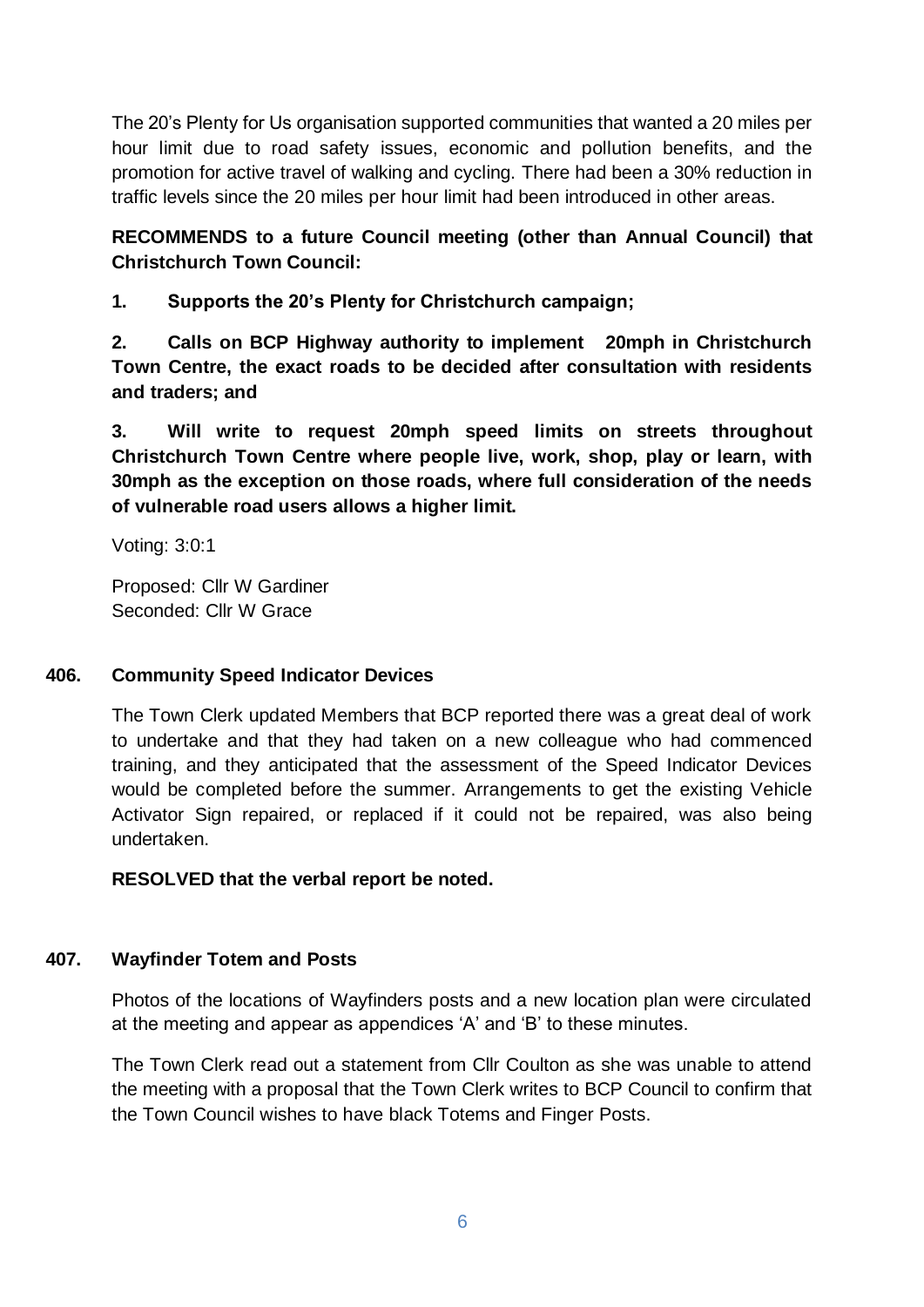The 20's Plenty for Us organisation supported communities that wanted a 20 miles per hour limit due to road safety issues, economic and pollution benefits, and the promotion for active travel of walking and cycling. There had been a 30% reduction in traffic levels since the 20 miles per hour limit had been introduced in other areas.

**RECOMMENDS to a future Council meeting (other than Annual Council) that Christchurch Town Council:**

**1. Supports the 20's Plenty for Christchurch campaign;**

**2. Calls on BCP Highway authority to implement 20mph in Christchurch Town Centre, the exact roads to be decided after consultation with residents and traders; and**

**3. Will write to request 20mph speed limits on streets throughout Christchurch Town Centre where people live, work, shop, play or learn, with 30mph as the exception on those roads, where full consideration of the needs of vulnerable road users allows a higher limit.**

Voting: 3:0:1

Proposed: Cllr W Gardiner
Seconded: Cllr W Grace

## 406. Community Speed Indicator Devices

The Town Clerk updated Members that BCP reported there was a great deal of work to undertake and that they had taken on a new colleague who had commenced training, and they anticipated that the assessment of the Speed Indicator Devices would be completed before the summer. Arrangements to get the existing Vehicle Activator Sign repaired, or replaced if it could not be repaired, was also being undertaken.

**RESOLVED that the verbal report be noted.**

## 407. Wayfinder Totem and Posts

Photos of the locations of Wayfinders posts and a new location plan were circulated at the meeting and appear as appendices 'A' and 'B' to these minutes.

The Town Clerk read out a statement from Cllr Coulton as she was unable to attend the meeting with a proposal that the Town Clerk writes to BCP Council to confirm that the Town Council wishes to have black Totems and Finger Posts.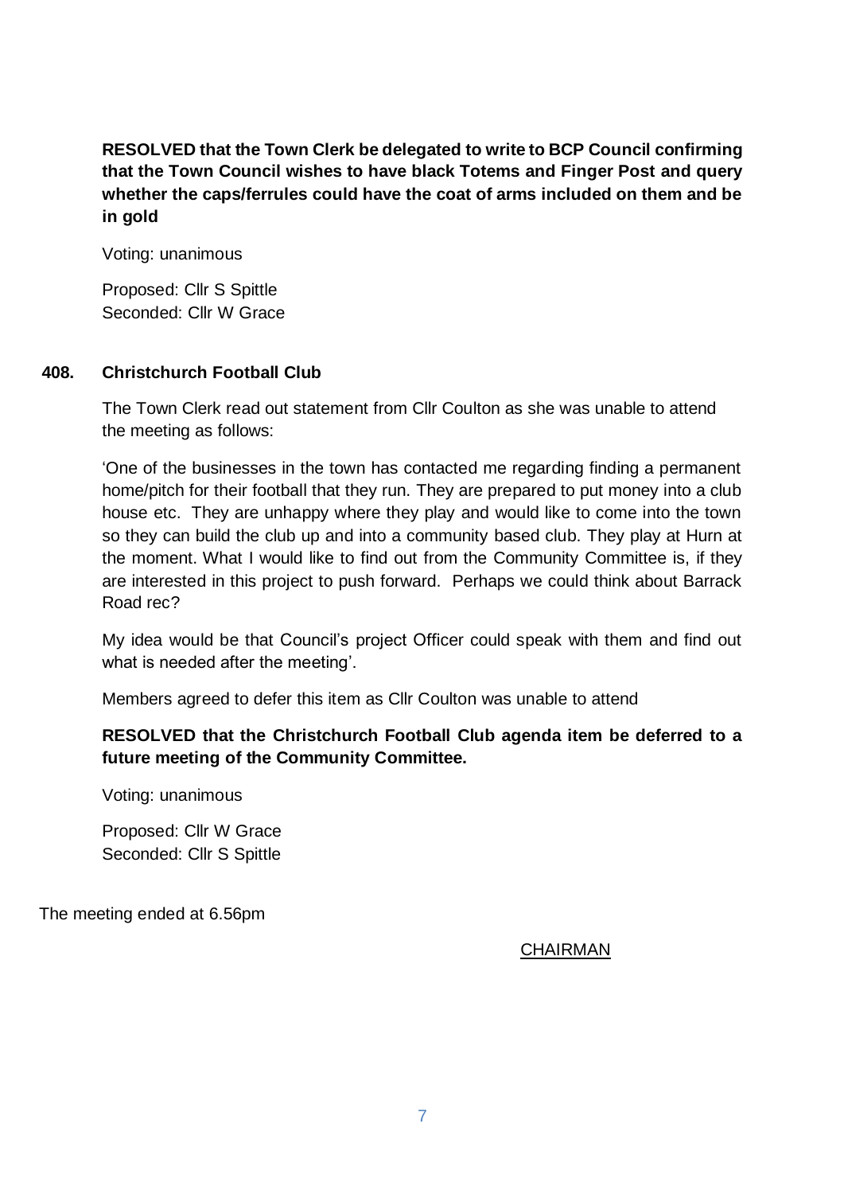**RESOLVED that the Town Clerk be delegated to write to BCP Council confirming that the Town Council wishes to have black Totems and Finger Post and query whether the caps/ferrules could have the coat of arms included on them and be in gold**

Voting: unanimous

Proposed: Cllr S Spittle
Seconded: Cllr W Grace

## 408. Christchurch Football Club

The Town Clerk read out statement from Cllr Coulton as she was unable to attend the meeting as follows:

'One of the businesses in the town has contacted me regarding finding a permanent home/pitch for their football that they run. They are prepared to put money into a club house etc. They are unhappy where they play and would like to come into the town so they can build the club up and into a community based club. They play at Hurn at the moment. What I would like to find out from the Community Committee is, if they are interested in this project to push forward. Perhaps we could think about Barrack Road rec?

My idea would be that Council's project Officer could speak with them and find out what is needed after the meeting'.

Members agreed to defer this item as Cllr Coulton was unable to attend

**RESOLVED that the Christchurch Football Club agenda item be deferred to a future meeting of the Community Committee.**

Voting: unanimous

Proposed: Cllr W Grace
Seconded: Cllr S Spittle

The meeting ended at 6.56pm

CHAIRMAN